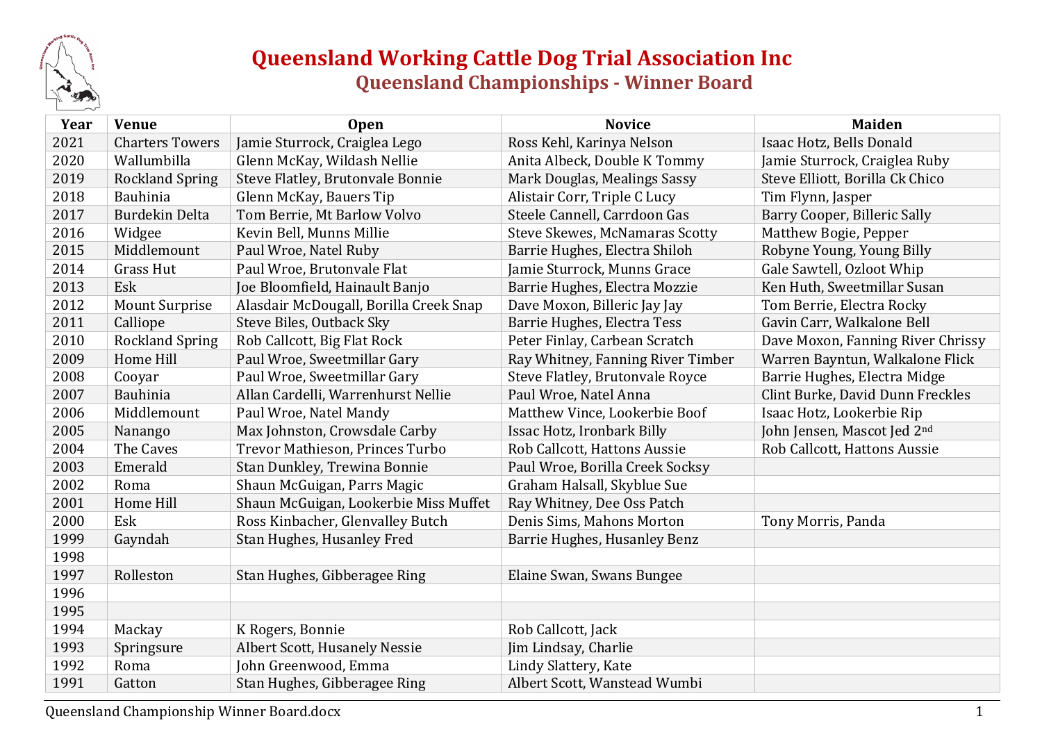# Queensland Working Cattle Dog Trial Association Inc

## Queensland Championships - Winner Board

| Year | Venue | Open | Novice | Maiden |
|---|---|---|---|---|
| 2021 | Charters Towers | Jamie Sturrock, Craiglea Lego | Ross Kehl, Karinya Nelson | Isaac Hotz, Bells Donald |
| 2020 | Wallumbilla | Glenn McKay, Wildash Nellie | Anita Albeck, Double K Tommy | Jamie Sturrock, Craiglea Ruby |
| 2019 | Rockland Spring | Steve Flatley, Brutonvale Bonnie | Mark Douglas, Mealings Sassy | Steve Elliott, Borilla Ck Chico |
| 2018 | Bauhinia | Glenn McKay, Bauers Tip | Alistair Corr, Triple C Lucy | Tim Flynn, Jasper |
| 2017 | Burdekin Delta | Tom Berrie, Mt Barlow Volvo | Steele Cannell, Carrdoon Gas | Barry Cooper, Billeric Sally |
| 2016 | Widgee | Kevin Bell, Munns Millie | Steve Skewes, McNamaras Scotty | Matthew Bogie, Pepper |
| 2015 | Middlemount | Paul Wroe, Natel Ruby | Barrie Hughes, Electra Shiloh | Robyne Young, Young Billy |
| 2014 | Grass Hut | Paul Wroe, Brutonvale Flat | Jamie Sturrock, Munns Grace | Gale Sawtell, Ozloot Whip |
| 2013 | Esk | Joe Bloomfield, Hainault Banjo | Barrie Hughes, Electra Mozzie | Ken Huth, Sweetmillar Susan |
| 2012 | Mount Surprise | Alasdair McDougall, Borilla Creek Snap | Dave Moxon, Billeric Jay Jay | Tom Berrie, Electra Rocky |
| 2011 | Calliope | Steve Biles, Outback Sky | Barrie Hughes, Electra Tess | Gavin Carr, Walkalone Bell |
| 2010 | Rockland Spring | Rob Callcott, Big Flat Rock | Peter Finlay, Carbean Scratch | Dave Moxon, Fanning River Chrissy |
| 2009 | Home Hill | Paul Wroe, Sweetmillar Gary | Ray Whitney, Fanning River Timber | Warren Bayntun, Walkalone Flick |
| 2008 | Cooyar | Paul Wroe, Sweetmillar Gary | Steve Flatley, Brutonvale Royce | Barrie Hughes, Electra Midge |
| 2007 | Bauhinia | Allan Cardelli, Warrenhurst Nellie | Paul Wroe, Natel Anna | Clint Burke, David Dunn Freckles |
| 2006 | Middlemount | Paul Wroe, Natel Mandy | Matthew Vince, Lookerbie Boof | Isaac Hotz, Lookerbie Rip |
| 2005 | Nanango | Max Johnston, Crowsdale Carby | Issac Hotz, Ironbark Billy | John Jensen, Mascot Jed 2nd |
| 2004 | The Caves | Trevor Mathieson, Princes Turbo | Rob Callcott, Hattons Aussie | Rob Callcott, Hattons Aussie |
| 2003 | Emerald | Stan Dunkley, Trewina Bonnie | Paul Wroe, Borilla Creek Socksy | |
| 2002 | Roma | Shaun McGuigan, Parrs Magic | Graham Halsall, Skyblue Sue | |
| 2001 | Home Hill | Shaun McGuigan, Lookerbie Miss Muffet | Ray Whitney, Dee Oss Patch | |
| 2000 | Esk | Ross Kinbacher, Glenvalley Butch | Denis Sims, Mahons Morton | Tony Morris, Panda |
| 1999 | Gayndah | Stan Hughes, Husanley Fred | Barrie Hughes, Husanley Benz | |
| 1998 | | | | |
| 1997 | Rolleston | Stan Hughes, Gibberagee Ring | Elaine Swan, Swans Bungee | |
| 1996 | | | | |
| 1995 | | | | |
| 1994 | Mackay | K Rogers, Bonnie | Rob Callcott, Jack | |
| 1993 | Springsure | Albert Scott, Husanely Nessie | Jim Lindsay, Charlie | |
| 1992 | Roma | John Greenwood, Emma | Lindy Slattery, Kate | |
| 1991 | Gatton | Stan Hughes, Gibberagee Ring | Albert Scott, Wanstead Wumbi | |

Queensland Championship Winner Board.docx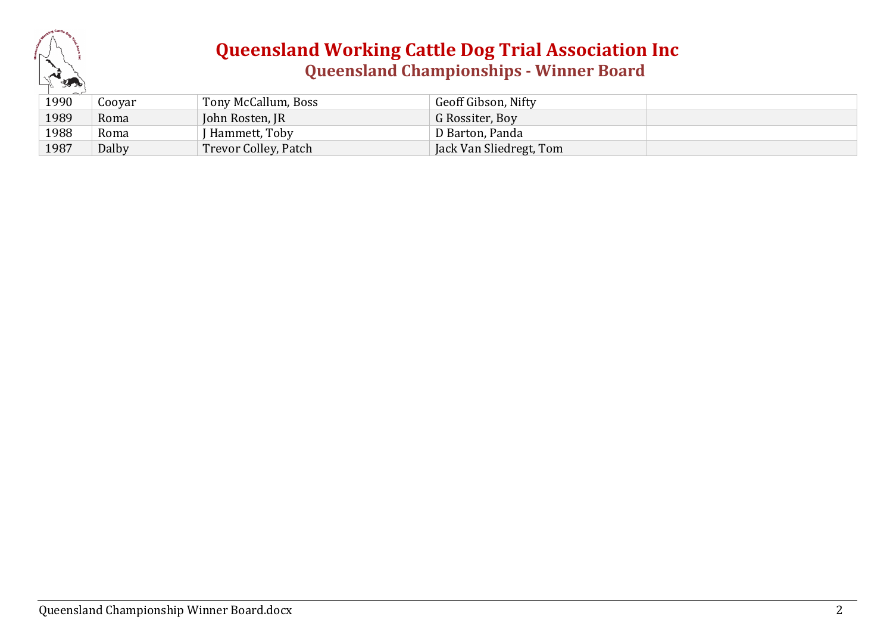# Queensland Working Cattle Dog Trial Association Inc

## Queensland Championships - Winner Board

| | | | | |
|---|---|---|---|---|
| 1990 | Cooyar | Tony McCallum, Boss | Geoff Gibson, Nifty | |
| 1989 | Roma | John Rosten, JR | G Rossiter, Boy | |
| 1988 | Roma | J Hammett, Toby | D Barton, Panda | |
| 1987 | Dalby | Trevor Colley, Patch | Jack Van Sliedregt, Tom | |